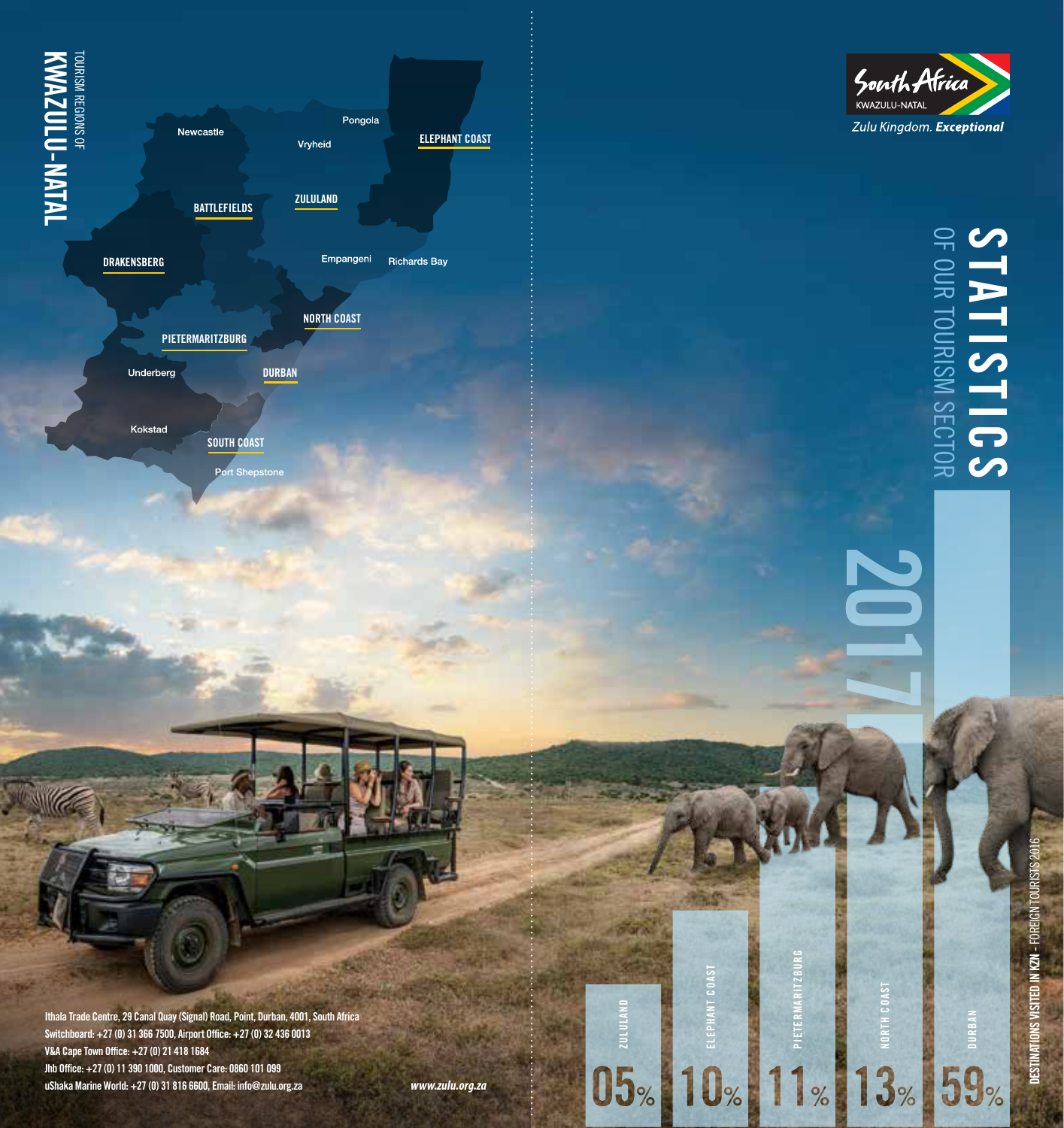# KWAZULU-NATAL

TOURISM REGIONS OF

DRAKENSBERG · BATTLEFIELDS · ZULULAND · ELEPHANT COAST · NORTH COAST · PIETERMARITZBURG · DURBAN · SOUTH COAST

Newcastle, Vryheid, Pongola, Empangeni, Richards Bay, Underberg, Kokstad, Port Shepstone

South Africa
KWAZULU-NATAL
*Zulu Kingdom. **Exceptional***

# STATISTICS

## OF OUR TOURISM SECTOR

# 2017

**DESTINATIONS VISITED IN KZN** - FOREIGN TOURISTS 2016

| Destination | % |
|---|---|
| ZULULAND | 05% |
| ELEPHANT COAST | 10% |
| PIETERMARITZBURG | 11% |
| NORTH COAST | 13% |
| DURBAN | 59% |

Ithala Trade Centre, 29 Canal Quay (Signal) Road, Point, Durban, 4001, South Africa
Switchboard: +27 (0) 31 366 7500, Airport Office: +27 (0) 32 436 0013
V&A Cape Town Office: +27 (0) 21 418 1684
Jhb Office: +27 (0) 11 390 1000, Customer Care: 0860 101 099
uShaka Marine World: +27 (0) 31 816 6600, Email: info@zulu.org.za

*www.zulu.org.za*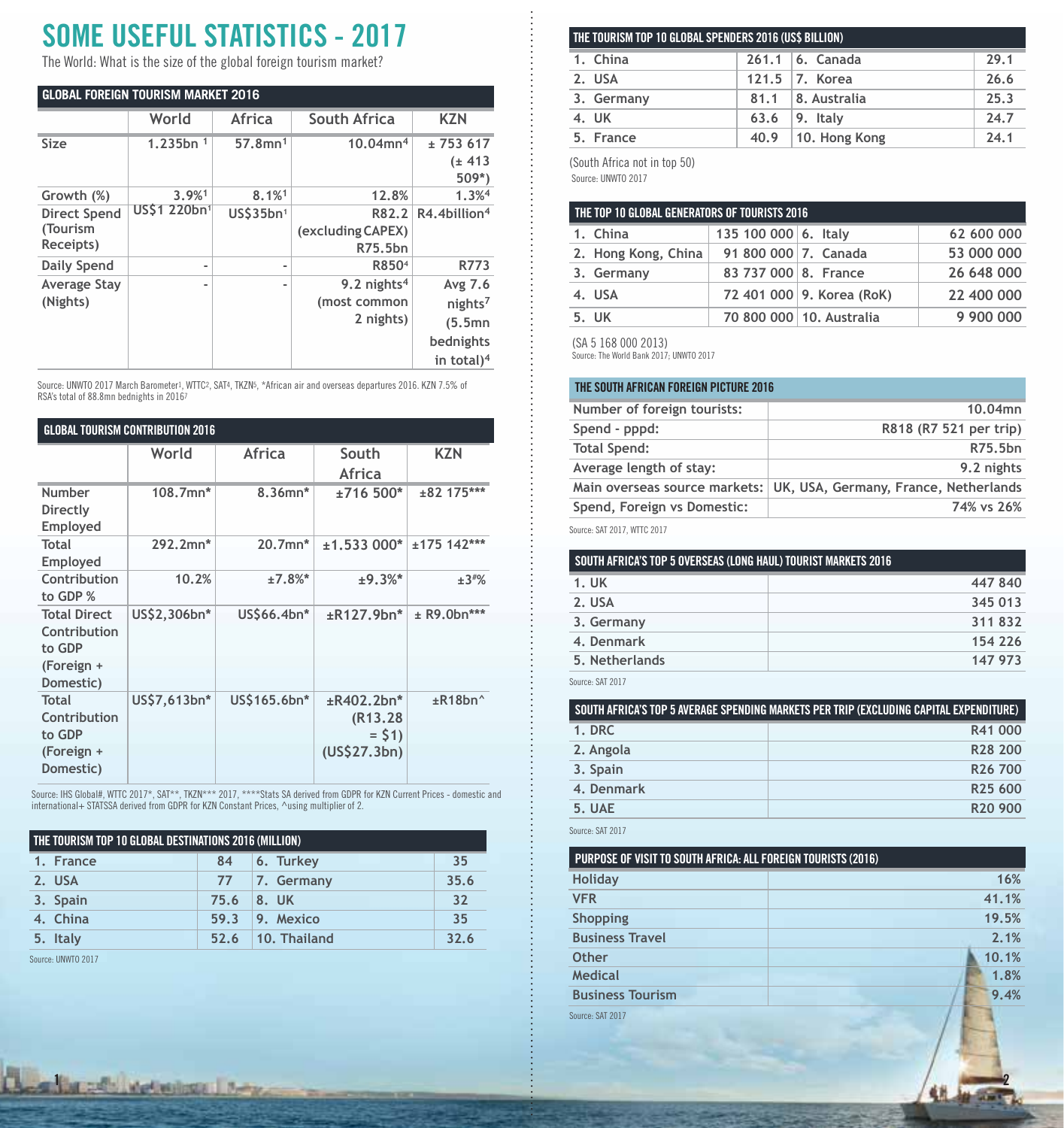# SOME USEFUL STATISTICS - 2017

The World: What is the size of the global foreign tourism market?

| GLOBAL FOREIGN TOURISM MARKET 2016 | World | Africa | South Africa | KZN |
|---|---|---|---|---|
| Size | 1.235bn [1] | 57.8mn[1] | 10.04mn[4] | ± 753 617 (± 413 509*) |
| Growth (%) | 3.9%[1] | 8.1%[1] | 12.8% | 1.3%[4] |
| Direct Spend (Tourism Receipts) | US$1 220bn[1] | US$35bn[1] | R82.2 (excluding CAPEX) R75.5bn | R4.4billion[4] |
| Daily Spend | - | - | R850[4] | R773 |
| Average Stay (Nights) | - | - | 9.2 nights[4] (most common 2 nights) | Avg 7.6 nights[7] (5.5mn bednights in total)[4] |

Source: UNWTO 2017 March Barometer[1], WTTC[2], SAT[4], TKZN[5], *African air and overseas departures 2016. KZN 7.5% of RSA's total of 88.8mn bednights in 2016[7]

| GLOBAL TOURISM CONTRIBUTION 2016 | World | Africa | South Africa | KZN |
|---|---|---|---|---|
| Number Directly Employed | 108.7mn* | 8.36mn* | ±716 500* | ±82 175*** |
| Total Employed | 292.2mn* | 20.7mn* | ±1.533 000* | ±175 142*** |
| Contribution to GDP % | 10.2% | ±7.8%* | ±9.3%* | ±3#% |
| Total Direct Contribution to GDP (Foreign + Domestic) | US$2,306bn* | US$66.4bn* | ±R127.9bn* | ± R9.0bn*** |
| Total Contribution to GDP (Foreign + Domestic) | US$7,613bn* | US$165.6bn* | ±R402.2bn* (R13.28 = $1) (US$27.3bn) | ±R18bn^ |

Source: IHS Global#, WTTC 2017*, SAT**, TKZN*** 2017, ****Stats SA derived from GDPR for KZN Current Prices - domestic and international+ STATSSA derived from GDPR for KZN Constant Prices, ^using multiplier of 2.

| THE TOURISM TOP 10 GLOBAL DESTINATIONS 2016 (MILLION) | | | |
|---|---|---|---|
| 1. France | 84 | 6. Turkey | 35 |
| 2. USA | 77 | 7. Germany | 35.6 |
| 3. Spain | 75.6 | 8. UK | 32 |
| 4. China | 59.3 | 9. Mexico | 35 |
| 5. Italy | 52.6 | 10. Thailand | 32.6 |

Source: UNWTO 2017

| THE TOURISM TOP 10 GLOBAL SPENDERS 2016 (US$ BILLION) | | | |
|---|---|---|---|
| 1. China | 261.1 | 6. Canada | 29.1 |
| 2. USA | 121.5 | 7. Korea | 26.6 |
| 3. Germany | 81.1 | 8. Australia | 25.3 |
| 4. UK | 63.6 | 9. Italy | 24.7 |
| 5. France | 40.9 | 10. Hong Kong | 24.1 |

(South Africa not in top 50)

Source: UNWTO 2017

| THE TOP 10 GLOBAL GENERATORS OF TOURISTS 2016 | | | |
|---|---|---|---|
| 1. China | 135 100 000 | 6. Italy | 62 600 000 |
| 2. Hong Kong, China | 91 800 000 | 7. Canada | 53 000 000 |
| 3. Germany | 83 737 000 | 8. France | 26 648 000 |
| 4. USA | 72 401 000 | 9. Korea (RoK) | 22 400 000 |
| 5. UK | 70 800 000 | 10. Australia | 9 900 000 |

(SA 5 168 000 2013)

Source: The World Bank 2017; UNWTO 2017

| THE SOUTH AFRICAN FOREIGN PICTURE 2016 | |
|---|---|
| Number of foreign tourists: | 10.04mn |
| Spend - pppd: | R818 (R7 521 per trip) |
| Total Spend: | R75.5bn |
| Average length of stay: | 9.2 nights |
| Main overseas source markets: | UK, USA, Germany, France, Netherlands |
| Spend, Foreign vs Domestic: | 74% vs 26% |

Source: SAT 2017, WTTC 2017

| SOUTH AFRICA'S TOP 5 OVERSEAS (LONG HAUL) TOURIST MARKETS 2016 | |
|---|---|
| 1. UK | 447 840 |
| 2. USA | 345 013 |
| 3. Germany | 311 832 |
| 4. Denmark | 154 226 |
| 5. Netherlands | 147 973 |

Source: SAT 2017

| SOUTH AFRICA'S TOP 5 AVERAGE SPENDING MARKETS PER TRIP (EXCLUDING CAPITAL EXPENDITURE) | |
|---|---|
| 1. DRC | R41 000 |
| 2. Angola | R28 200 |
| 3. Spain | R26 700 |
| 4. Denmark | R25 600 |
| 5. UAE | R20 900 |

Source: SAT 2017

| PURPOSE OF VISIT TO SOUTH AFRICA: ALL FOREIGN TOURISTS (2016) | |
|---|---|
| Holiday | 16% |
| VFR | 41.1% |
| Shopping | 19.5% |
| Business Travel | 2.1% |
| Other | 10.1% |
| Medical | 1.8% |
| Business Tourism | 9.4% |

Source: SAT 2017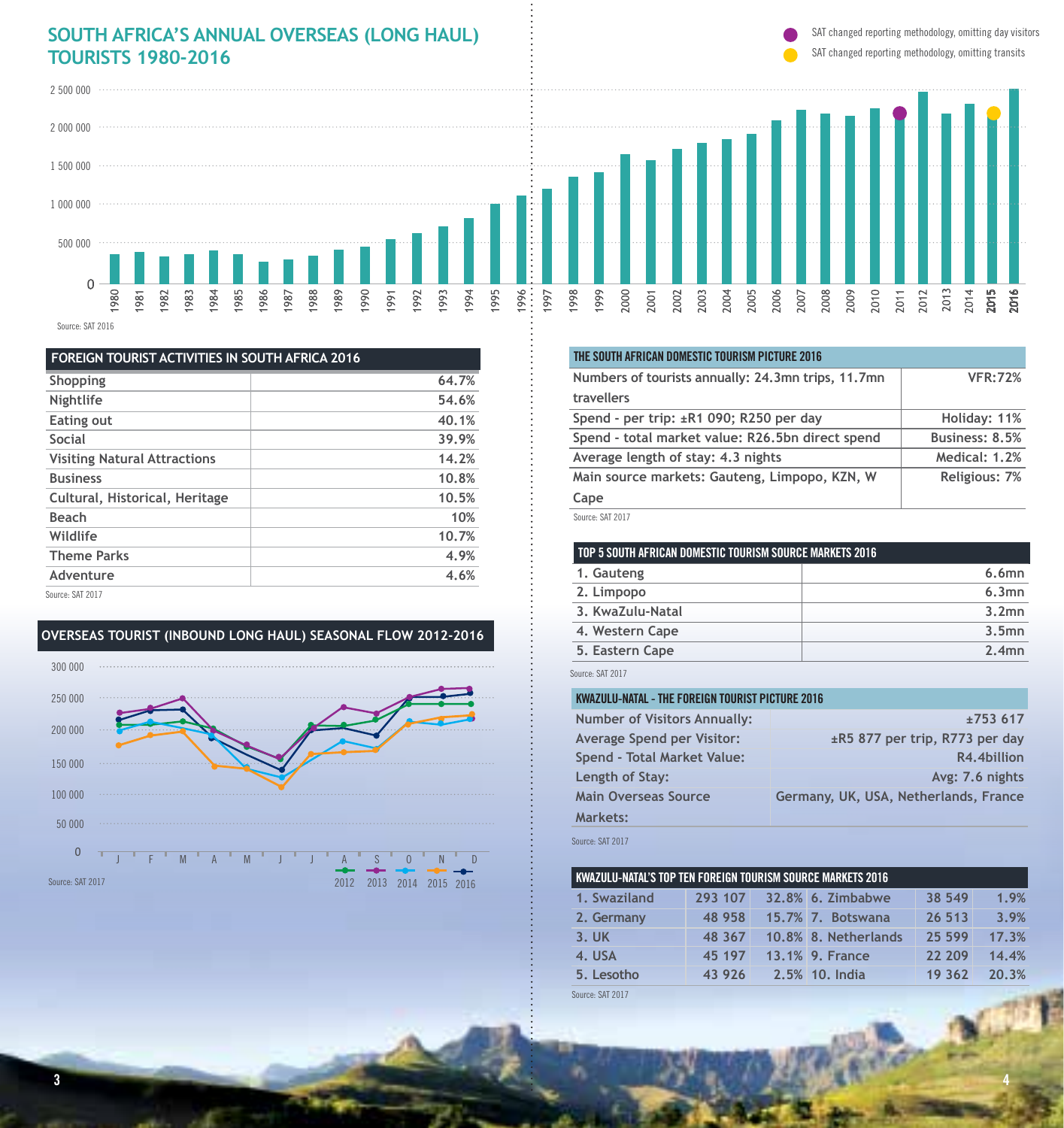## SOUTH AFRICA'S ANNUAL OVERSEAS (LONG HAUL) TOURISTS 1980-2016

SAT changed reporting methodology, omitting day visitors

SAT changed reporting methodology, omitting transits

Source: SAT 2016

## FOREIGN TOURIST ACTIVITIES IN SOUTH AFRICA 2016

| Activity | % |
|---|---|
| Shopping | 64.7% |
| Nightlife | 54.6% |
| Eating out | 40.1% |
| Social | 39.9% |
| Visiting Natural Attractions | 14.2% |
| Business | 10.8% |
| Cultural, Historical, Heritage | 10.5% |
| Beach | 10% |
| Wildlife | 10.7% |
| Theme Parks | 4.9% |
| Adventure | 4.6% |

Source: SAT 2017

## OVERSEAS TOURIST (INBOUND LONG HAUL) SEASONAL FLOW 2012-2016

Source: SAT 2017

## THE SOUTH AFRICAN DOMESTIC TOURISM PICTURE 2016

| | |
|---|---|
| Numbers of tourists annually: 24.3mn trips, 11.7mn travellers | VFR:72% |
| Spend - per trip: ±R1 090; R250 per day | Holiday: 11% |
| Spend - total market value: R26.5bn direct spend | Business: 8.5% |
| Average length of stay: 4.3 nights | Medical: 1.2% |
| Main source markets: Gauteng, Limpopo, KZN, W Cape | Religious: 7% |

Source: SAT 2017

## TOP 5 SOUTH AFRICAN DOMESTIC TOURISM SOURCE MARKETS 2016

| Market | Trips |
|---|---|
| 1. Gauteng | 6.6mn |
| 2. Limpopo | 6.3mn |
| 3. KwaZulu-Natal | 3.2mn |
| 4. Western Cape | 3.5mn |
| 5. Eastern Cape | 2.4mn |

Source: SAT 2017

## KWAZULU-NATAL - THE FOREIGN TOURIST PICTURE 2016

| | |
|---|---|
| Number of Visitors Annually: | ±753 617 |
| Average Spend per Visitor: | ±R5 877 per trip, R773 per day |
| Spend - Total Market Value: | R4.4billion |
| Length of Stay: | Avg: 7.6 nights |
| Main Overseas Source Markets: | Germany, UK, USA, Netherlands, France |

Source: SAT 2017

## KWAZULU-NATAL'S TOP TEN FOREIGN TOURISM SOURCE MARKETS 2016

| Market | Visitors | % | Market | Visitors | % |
|---|---|---|---|---|---|
| 1. Swaziland | 293 107 | 32.8% | 6. Zimbabwe | 38 549 | 1.9% |
| 2. Germany | 48 958 | 15.7% | 7. Botswana | 26 513 | 3.9% |
| 3. UK | 48 367 | 10.8% | 8. Netherlands | 25 599 | 17.3% |
| 4. USA | 45 197 | 13.1% | 9. France | 22 209 | 14.4% |
| 5. Lesotho | 43 926 | 2.5% | 10. India | 19 362 | 20.3% |

Source: SAT 2017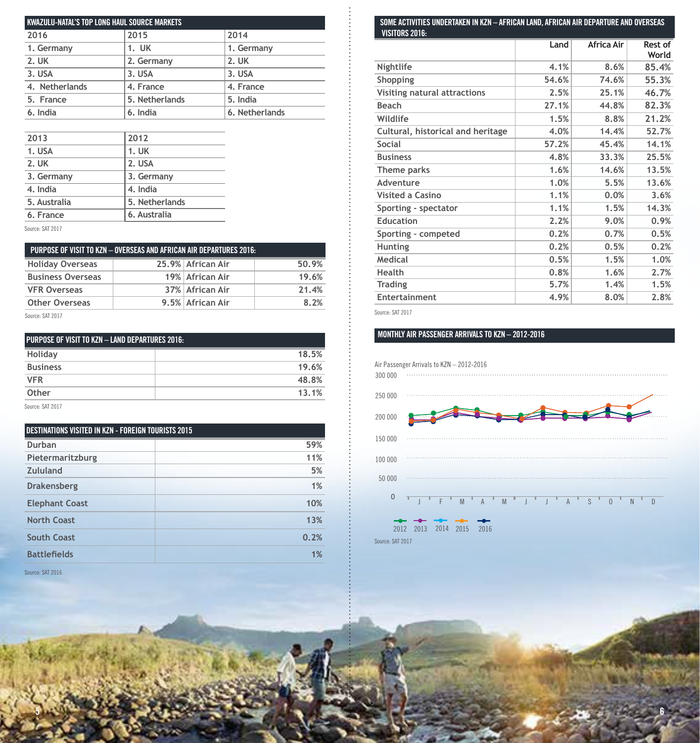## KWAZULU-NATAL'S TOP LONG HAUL SOURCE MARKETS

| 2016 | 2015 | 2014 |
|---|---|---|
| 1. Germany | 1. UK | 1. Germany |
| 2. UK | 2. Germany | 2. UK |
| 3. USA | 3. USA | 3. USA |
| 4. Netherlands | 4. France | 4. France |
| 5. France | 5. Netherlands | 5. India |
| 6. India | 6. India | 6. Netherlands |

| 2013 | 2012 |
|---|---|
| 1. USA | 1. UK |
| 2. UK | 2. USA |
| 3. Germany | 3. Germany |
| 4. India | 4. India |
| 5. Australia | 5. Netherlands |
| 6. France | 6. Australia |

Source: SAT 2017

## PURPOSE OF VISIT TO KZN – OVERSEAS AND AFRICAN AIR DEPARTURES 2016:

| | | | |
|---|---|---|---|
| Holiday Overseas | 25.9% | African Air | 50.9% |
| Business Overseas | 19% | African Air | 19.6% |
| VFR Overseas | 37% | African Air | 21.4% |
| Other Overseas | 9.5% | African Air | 8.2% |

Source: SAT 2017

## PURPOSE OF VISIT TO KZN – LAND DEPARTURES 2016:

| | |
|---|---|
| Holiday | 18.5% |
| Business | 19.6% |
| VFR | 48.8% |
| Other | 13.1% |

Source: SAT 2017

## DESTINATIONS VISITED IN KZN - FOREIGN TOURISTS 2015

| | |
|---|---|
| Durban | 59% |
| Pietermaritzburg | 11% |
| Zululand | 5% |
| Drakensberg | 1% |
| Elephant Coast | 10% |
| North Coast | 13% |
| South Coast | 0.2% |
| Battlefields | 1% |

Source: SAT 2016

## SOME ACTIVITIES UNDERTAKEN IN KZN – AFRICAN LAND, AFRICAN AIR DEPARTURE AND OVERSEAS VISITORS 2016:

| | Land | Africa Air | Rest of World |
|---|---|---|---|
| Nightlife | 4.1% | 8.6% | 85.4% |
| Shopping | 54.6% | 74.6% | 55.3% |
| Visiting natural attractions | 2.5% | 25.1% | 46.7% |
| Beach | 27.1% | 44.8% | 82.3% |
| Wildlife | 1.5% | 8.8% | 21.2% |
| Cultural, historical and heritage | 4.0% | 14.4% | 52.7% |
| Social | 57.2% | 45.4% | 14.1% |
| Business | 4.8% | 33.3% | 25.5% |
| Theme parks | 1.6% | 14.6% | 13.5% |
| Adventure | 1.0% | 5.5% | 13.6% |
| Visited a Casino | 1.1% | 0.0% | 3.6% |
| Sporting - spectator | 1.1% | 1.5% | 14.3% |
| Education | 2.2% | 9.0% | 0.9% |
| Sporting - competed | 0.2% | 0.7% | 0.5% |
| Hunting | 0.2% | 0.5% | 0.2% |
| Medical | 0.5% | 1.5% | 1.0% |
| Health | 0.8% | 1.6% | 2.7% |
| Trading | 5.7% | 1.4% | 1.5% |
| Entertainment | 4.9% | 8.0% | 2.8% |

Source: SAT 2017

## MONTHLY AIR PASSENGER ARRIVALS TO KZN – 2012-2016

Air Passenger Arrivals to KZN – 2012-2016

Source: SAT 2017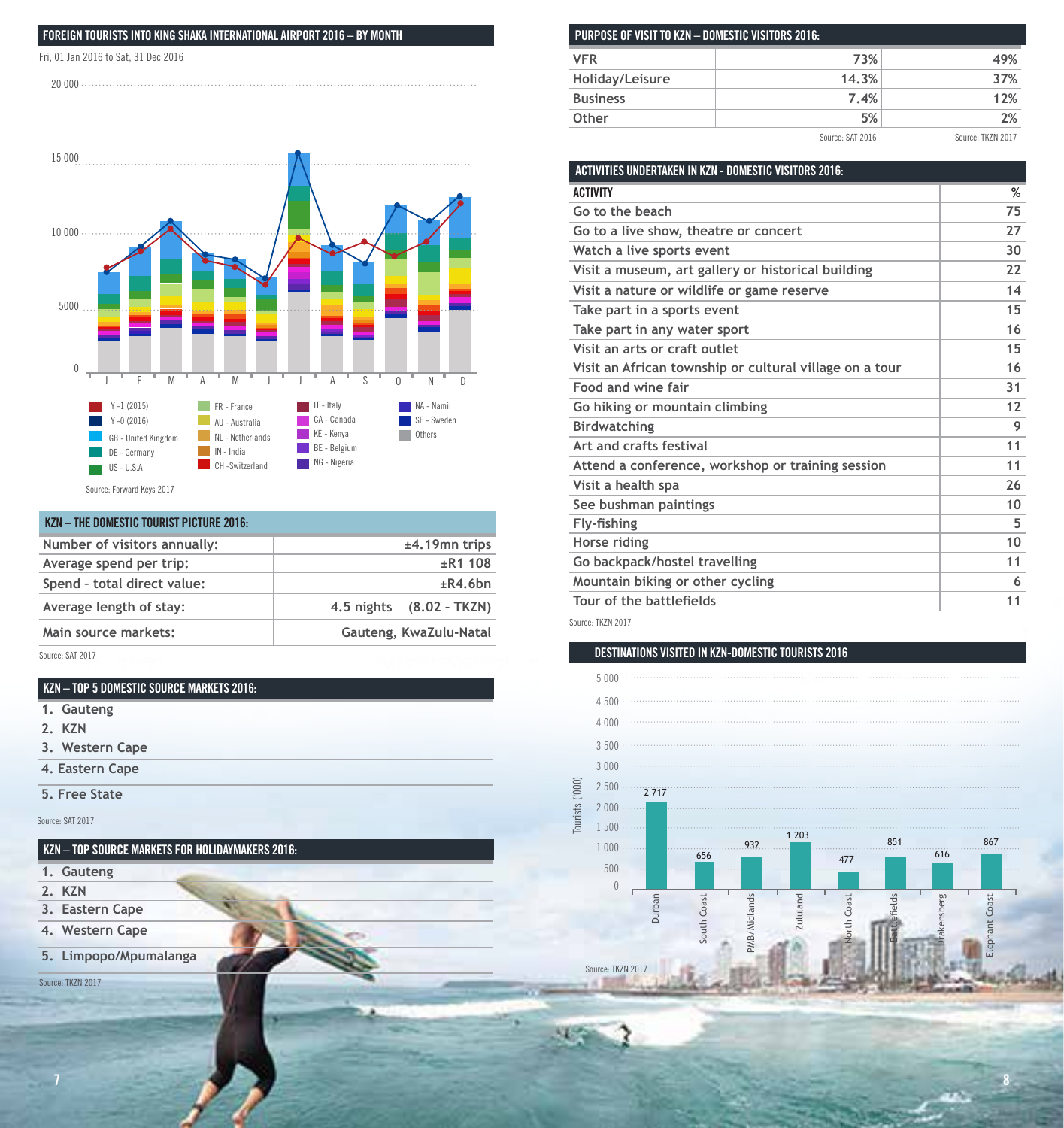## FOREIGN TOURISTS INTO KING SHAKA INTERNATIONAL AIRPORT 2016 – BY MONTH

Fri, 01 Jan 2016 to Sat, 31 Dec 2016

Y -1 (2015), Y -0 (2016), GB - United Kingdom, DE - Germany, US - U.S.A, FR - France, AU - Australia, NL - Netherlands, IN - India, CH - Switzerland, IT - Italy, CA - Canada, KE - Kenya, BE - Belgium, NG - Nigeria, NA - Namil, SE - Sweden, Others

Source: Forward Keys 2017

## KZN – THE DOMESTIC TOURIST PICTURE 2016:

| | |
|---|---|
| Number of visitors annually: | ±4.19mn trips |
| Average spend per trip: | ±R1 108 |
| Spend - total direct value: | ±R4.6bn |
| Average length of stay: | 4.5 nights (8.02 - TKZN) |
| Main source markets: | Gauteng, KwaZulu-Natal |

Source: SAT 2017

## KZN – TOP 5 DOMESTIC SOURCE MARKETS 2016:

1. Gauteng
2. KZN
3. Western Cape
4. Eastern Cape
5. Free State

Source: SAT 2017

## KZN – TOP SOURCE MARKETS FOR HOLIDAYMAKERS 2016:

1. Gauteng
2. KZN
3. Eastern Cape
4. Western Cape
5. Limpopo/Mpumalanga

Source: TKZN 2017

## PURPOSE OF VISIT TO KZN – DOMESTIC VISITORS 2016:

| | Source: SAT 2016 | Source: TKZN 2017 |
|---|---|---|
| VFR | 73% | 49% |
| Holiday/Leisure | 14.3% | 37% |
| Business | 7.4% | 12% |
| Other | 5% | 2% |

## ACTIVITIES UNDERTAKEN IN KZN - DOMESTIC VISITORS 2016:

| ACTIVITY | % |
|---|---|
| Go to the beach | 75 |
| Go to a live show, theatre or concert | 27 |
| Watch a live sports event | 30 |
| Visit a museum, art gallery or historical building | 22 |
| Visit a nature or wildlife or game reserve | 14 |
| Take part in a sports event | 15 |
| Take part in any water sport | 16 |
| Visit an arts or craft outlet | 15 |
| Visit an African township or cultural village on a tour | 16 |
| Food and wine fair | 31 |
| Go hiking or mountain climbing | 12 |
| Birdwatching | 9 |
| Art and crafts festival | 11 |
| Attend a conference, workshop or training session | 11 |
| Visit a health spa | 26 |
| See bushman paintings | 10 |
| Fly-fishing | 5 |
| Horse riding | 10 |
| Go backpack/hostel travelling | 11 |
| Mountain biking or other cycling | 6 |
| Tour of the battlefields | 11 |

Source: TKZN 2017

## DESTINATIONS VISITED IN KZN-DOMESTIC TOURISTS 2016

| Destination | Tourists ('000) |
|---|---|
| Durban | 2 717 |
| South Coast | 656 |
| PMB/Midlands | 932 |
| Zululand | 1 203 |
| North Coast | 477 |
| Battlefields | 851 |
| Drakensberg | 616 |
| Elephant Coast | 867 |

Source: TKZN 2017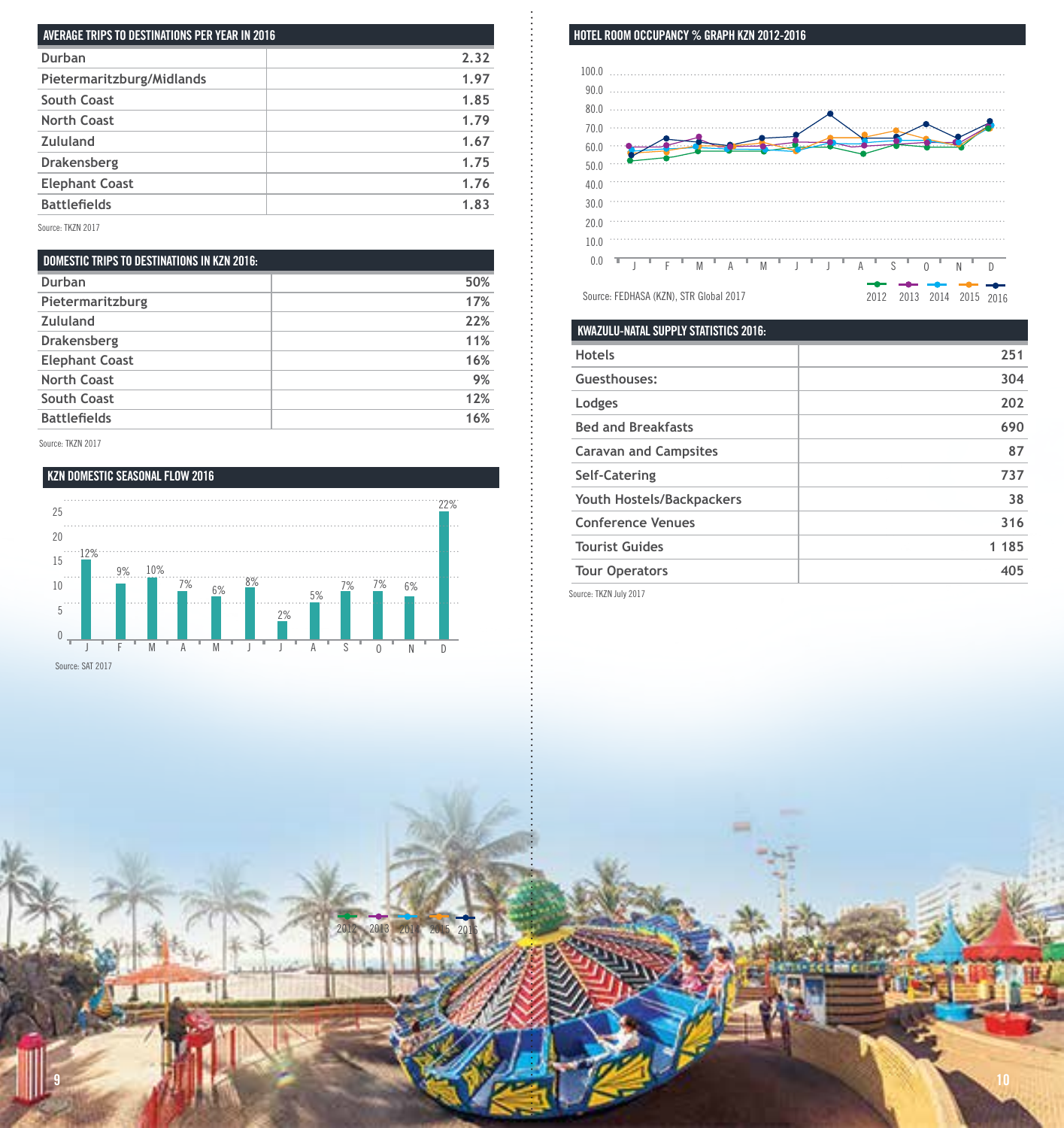## AVERAGE TRIPS TO DESTINATIONS PER YEAR IN 2016

| Destination | Average trips |
|---|---|
| Durban | 2.32 |
| Pietermaritzburg/Midlands | 1.97 |
| South Coast | 1.85 |
| North Coast | 1.79 |
| Zululand | 1.67 |
| Drakensberg | 1.75 |
| Elephant Coast | 1.76 |
| Battlefields | 1.83 |

Source: TKZN 2017

## DOMESTIC TRIPS TO DESTINATIONS IN KZN 2016:

| Destination | Share |
|---|---|
| Durban | 50% |
| Pietermaritzburg | 17% |
| Zululand | 22% |
| Drakensberg | 11% |
| Elephant Coast | 16% |
| North Coast | 9% |
| South Coast | 12% |
| Battlefields | 16% |

Source: TKZN 2017

## KZN DOMESTIC SEASONAL FLOW 2016

| Month | J | F | M | A | M | J | J | A | S | O | N | D |
|---|---|---|---|---|---|---|---|---|---|---|---|---|
| % | 12% | 9% | 10% | 7% | 6% | 8% | 2% | 5% | 7% | 7% | 6% | 22% |

Source: SAT 2017

## HOTEL ROOM OCCUPANCY % GRAPH KZN 2012-2016

Series: 2012, 2013, 2014, 2015, 2016 (monthly J–D; y-axis 0.0–100.0)

Source: FEDHASA (KZN), STR Global 2017

## KWAZULU-NATAL SUPPLY STATISTICS 2016:

| Category | Number |
|---|---|
| Hotels | 251 |
| Guesthouses: | 304 |
| Lodges | 202 |
| Bed and Breakfasts | 690 |
| Caravan and Campsites | 87 |
| Self-Catering | 737 |
| Youth Hostels/Backpackers | 38 |
| Conference Venues | 316 |
| Tourist Guides | 1 185 |
| Tour Operators | 405 |

Source: TKZN July 2017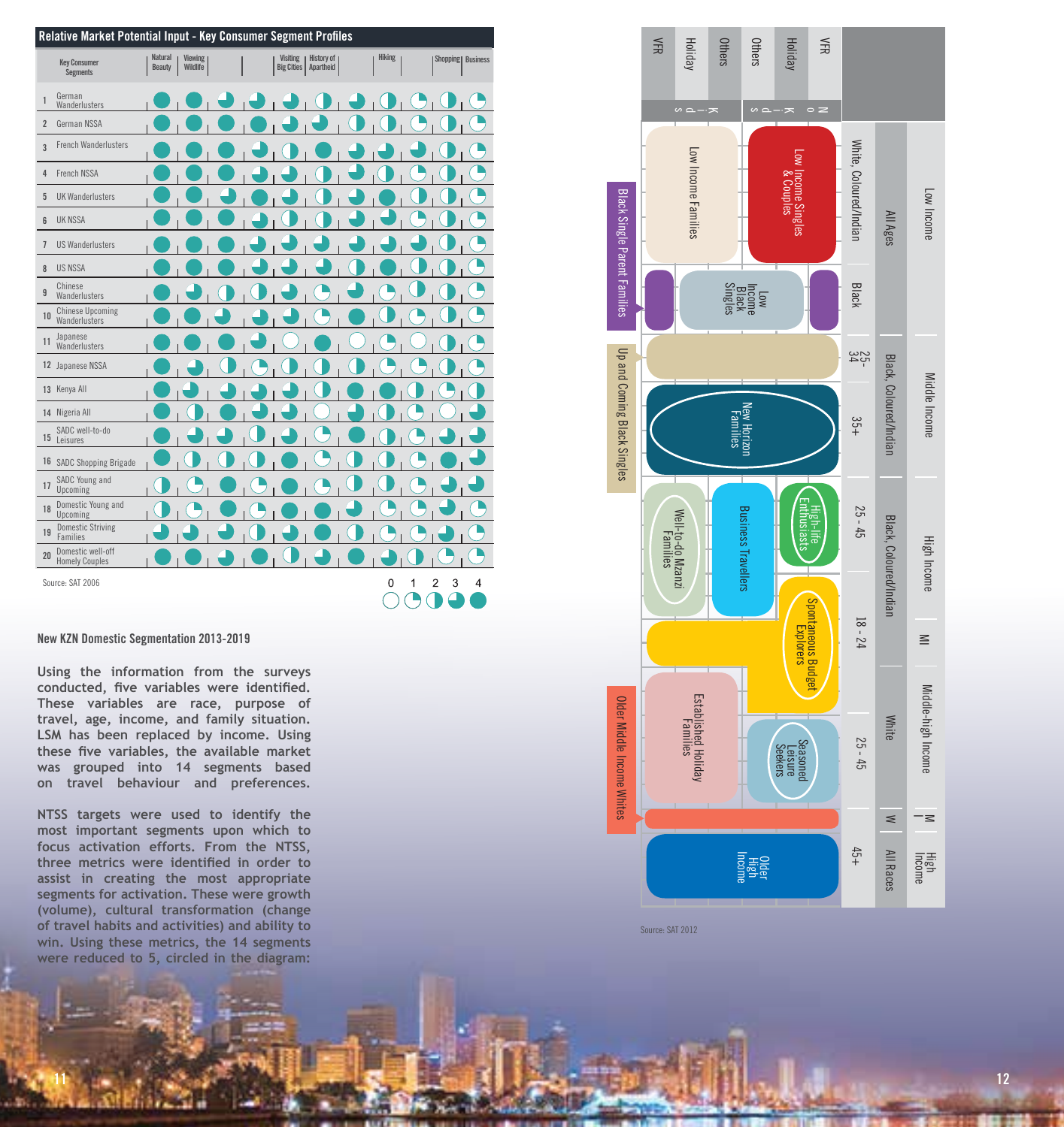## Relative Market Potential Input - Key Consumer Segment Profiles

| Key Consumer Segments | Natural Beauty | Viewing Wildlife | | | Visiting Big Cities | History of Apartheid | | Hiking | | Shopping | Business |
|---|---|---|---|---|---|---|---|---|---|---|---|
| 1 German Wanderlusters | | | | | | | | | | | |
| 2 German NSSA | | | | | | | | | | | |
| 3 French Wanderlusters | | | | | | | | | | | |
| 4 French NSSA | | | | | | | | | | | |
| 5 UK Wanderlusters | | | | | | | | | | | |
| 6 UK NSSA | | | | | | | | | | | |
| 7 US Wanderlusters | | | | | | | | | | | |
| 8 US NSSA | | | | | | | | | | | |
| 9 Chinese Wanderlusters | | | | | | | | | | | |
| 10 Chinese Upcoming Wanderlusters | | | | | | | | | | | |
| 11 Japanese Wanderlusters | | | | | | | | | | | |
| 12 Japanese NSSA | | | | | | | | | | | |
| 13 Kenya All | | | | | | | | | | | |
| 14 Nigeria All | | | | | | | | | | | |
| 15 SADC well-to-do Leisures | | | | | | | | | | | |
| 16 SADC Shopping Brigade | | | | | | | | | | | |
| 17 SADC Young and Upcoming | | | | | | | | | | | |
| 18 Domestic Young and Upcoming | | | | | | | | | | | |
| 19 Domestic Striving Families | | | | | | | | | | | |
| 20 Domestic well-off Homely Couples | | | | | | | | | | | |

Scale: 0 1 2 3 4

Source: SAT 2006

## New KZN Domestic Segmentation 2013-2019

**Using the information from the surveys conducted, five variables were identified. These variables are race, purpose of travel, age, income, and family situation. LSM has been replaced by income. Using these five variables, the available market was grouped into 14 segments based on travel behaviour and preferences.**

**NTSS targets were used to identify the most important segments upon which to focus activation efforts. From the NTSS, three metrics were identified in order to assist in creating the most appropriate segments for activation. These were growth (volume), cultural transformation (change of travel habits and activities) and ability to win. Using these metrics, the 14 segments were reduced to 5, circled in the diagram:**

| Income | Race | Age | Kids – VFR | Kids – Holiday | Kids – Others | No Kids – Others | No Kids – Holiday | No Kids – VFR |
|---|---|---|---|---|---|---|---|---|
| Low Income | All Ages | White, Coloured/Indian | Low Income Families | | | Low Income Singles & Couples | | |
| | | Black | Black Single Parent Families | Low Income Black Singles | | | | |
| Middle Income | Black, Coloured/Indian | 25-34 | Up and Coming Black Singles | | | | | |
| | | 35+ | New Horizon Families | | | | | |
| High Income | Black, Coloured/Indian | 25 - 45 | Well-to-do Mzanzi Families | Business Travellers | | High-life Enthusiasts | | |
| MI | | 18 - 24 | Spontaneous Budget Explorers | | | | | |
| Middle-high Income | White | 25 - 45 | Established Holiday Families | | | Seasoned Leisure Seekers | | |
| MI | W | | Older Middle Income Whites | | | | | |
| High Income | All Races | 45+ | Older High Income | | | | | |

Source: SAT 2012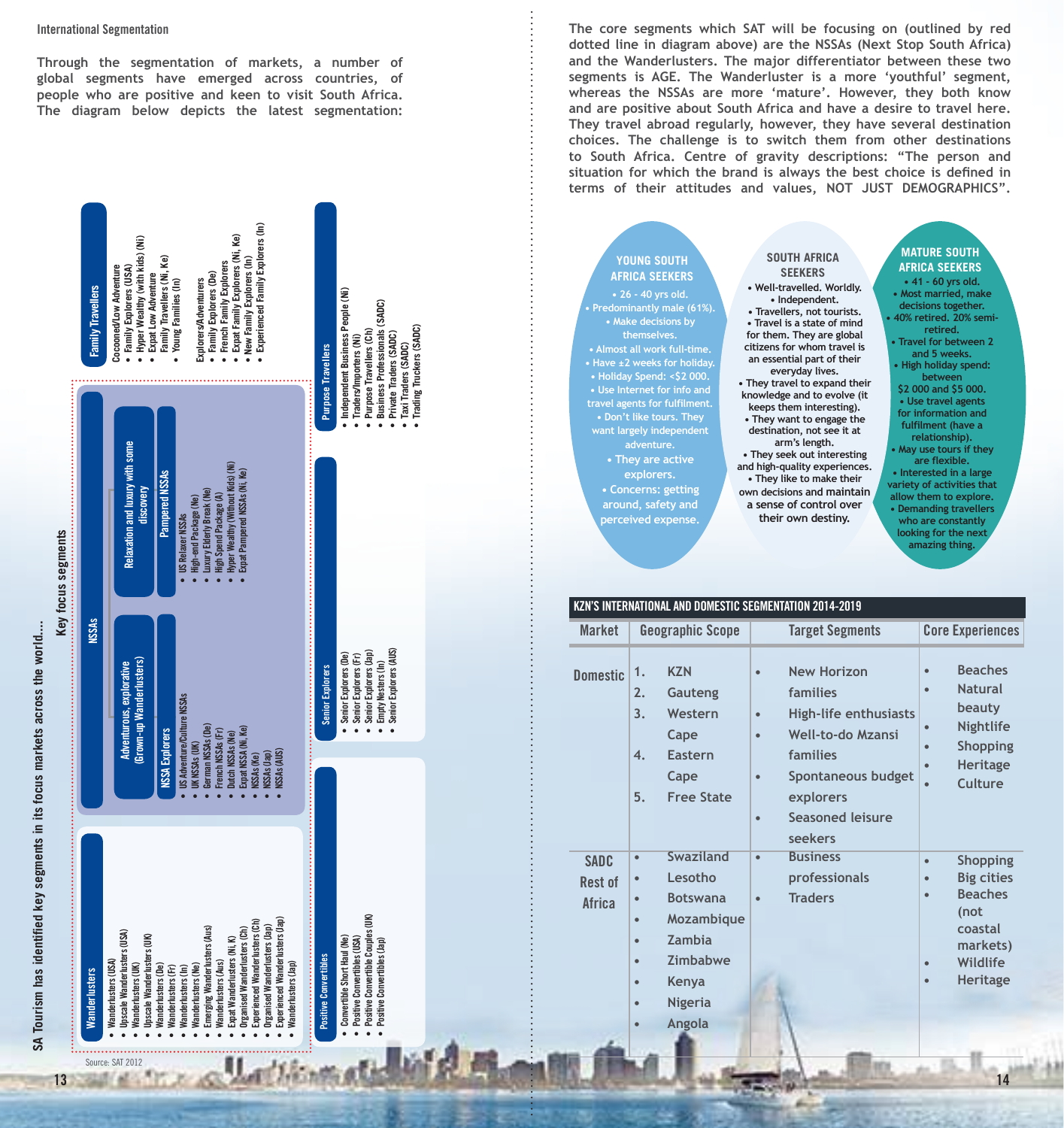International Segmentation

**Through the segmentation of markets, a number of global segments have emerged across countries, of people who are positive and keen to visit South Africa. The diagram below depicts the latest segmentation:**

SA Tourism has identified key segments in its focus markets across the world....

Key focus segments

**Family Travellers**

Cocooned/Low Adventure
- Family Explorers (USA)
- Hyper Wealthy (with kids) (Ni)
- Expat Low Adventure Family Travellers (Ni, Ke)
- Young Families (In)

Explorers/Adventurers
- Family Explorers (De)
- French Family Explorers
- Expat Family Explorers (Ni, Ke)
- New Family Explorers (In)
- Experienced Family Explorers (In)

**Purpose Travellers**
- Independent Business People (Ni)
- Traders/Importers (Ni)
- Purpose Travellers (Ch)
- Business Professionals (SADC)
- Private Traders (SADC)
- Taxi Traders (SADC)
- Trading Truckers (SADC)

**NSSAs**

Adventurous, explorative (Grown-up Wanderlusters)

NSSA Explorers
- US Adventure/Culture NSSAs
- UK NSSAs (UK)
- German NSSAs (De)
- French NSSAs (Fr)
- Dutch NSSAs (Ne)
- Expat NSSA (Ni, Ke)
- NSSAs (Ke)
- NSSAs (Jap)
- NSSAs (AUS)

Relaxation and luxury with some discovery

Pampered NSSAs
- US Relaxer NSSAs
- High-end Package (Ne)
- Luxury Elderly Break (Ne)
- High Spend Package (A)
- Hyper Wealthy (Without Kids) (Ni)
- Expat Pampered NSSAs (Ni, Ke)

**Senior Explorers**
- Senior Explorers (De)
- Senior Explorers (Fr)
- Senior Explorers (Jap)
- Empty Nesters (In)
- Senior Explorers (AUS)

**Wanderlusters**
- Wanderlusters (USA)
- Upscale Wanderlusters (USA)
- Wanderlusters (UK)
- Upscale Wanderlusters (UK)
- Wanderlusters (De)
- Wanderlusters (Fr)
- Wanderlusters (In)
- Wanderlusters (Ne)
- Emerging Wanderlusters (Aus)
- Wanderlusters (Aus)
- Expat Wanderlusters (Ni, K)
- Organised Wanderlusters (Ch)
- Experienced Wanderlusters (Ch)
- Organised Wanderlusters (Jap)
- Experienced Wanderlusters (Jap)
- Wanderlusters (Jap)

**Positive Convertibles**
- Convertible Short Haul (Ne)
- Positive Convertibles (USA)
- Positive Convertible Couples (UK)
- Positive Convertibles (Jap)

Source: SAT 2012

**The core segments which SAT will be focusing on (outlined by red dotted line in diagram above) are the NSSAs (Next Stop South Africa) and the Wanderlusters. The major differentiator between these two segments is AGE. The Wanderluster is a more 'youthful' segment, whereas the NSSAs are more 'mature'. However, they both know and are positive about South Africa and have a desire to travel here. They travel abroad regularly, however, they have several destination choices. The challenge is to switch them from other destinations to South Africa. Centre of gravity descriptions: "The person and situation for which the brand is always the best choice is defined in terms of their attitudes and values, NOT JUST DEMOGRAPHICS".**

**YOUNG SOUTH AFRICA SEEKERS**
- 26 - 40 yrs old.
- Predominantly male (61%).
- Make decisions by themselves.
- Almost all work full-time.
- Have ±2 weeks for holiday.
- Holiday Spend: <$2 000.
- Use internet for info and travel agents for fulfilment.
- Don't like tours. They want largely independent adventure.
- They are active explorers.
- Concerns: getting around, safety and perceived expense.

**SOUTH AFRICA SEEKERS**
- Well-travelled. Worldly.
- Independent.
- Travellers, not tourists.
- Travel is a state of mind for them. They are global citizens for whom travel is an essential part of their everyday lives.
- They travel to expand their knowledge and to evolve (it keeps them interesting).
- They want to engage the destination, not see it at arm's length.
- They seek out interesting and high-quality experiences.
- They like to make their own decisions and maintain a sense of control over their own destiny.

**MATURE SOUTH AFRICA SEEKERS**
- 41 - 60 yrs old.
- Most married, make decisions together.
- 40% retired. 20% semi-retired.
- Travel for between 2 and 5 weeks.
- High holiday spend: between $2 000 and $5 000.
- Use travel agents for information and fulfilment (have a relationship).
- May use tours if they are flexible.
- Interested in a large variety of activities that allow them to explore.
- Demanding travellers who are constantly looking for the next amazing thing.

**KZN'S INTERNATIONAL AND DOMESTIC SEGMENTATION 2014-2019**

| Market | Geographic Scope | Target Segments | Core Experiences |
|---|---|---|---|
| Domestic | 1. KZN<br>2. Gauteng<br>3. Western Cape<br>4. Eastern Cape<br>5. Free State | • New Horizon families<br>• High-life enthusiasts<br>• Well-to-do Mzansi families<br>• Spontaneous budget explorers<br>• Seasoned leisure seekers | • Beaches<br>• Natural beauty<br>• Nightlife<br>• Shopping<br>• Heritage<br>• Culture |
| SADC Rest of Africa | • Swaziland<br>• Lesotho<br>• Botswana<br>• Mozambique<br>• Zambia<br>• Zimbabwe<br>• Kenya<br>• Nigeria<br>• Angola | • Business professionals<br>• Traders | • Shopping<br>• Big cities<br>• Beaches (not coastal markets)<br>• Wildlife<br>• Heritage |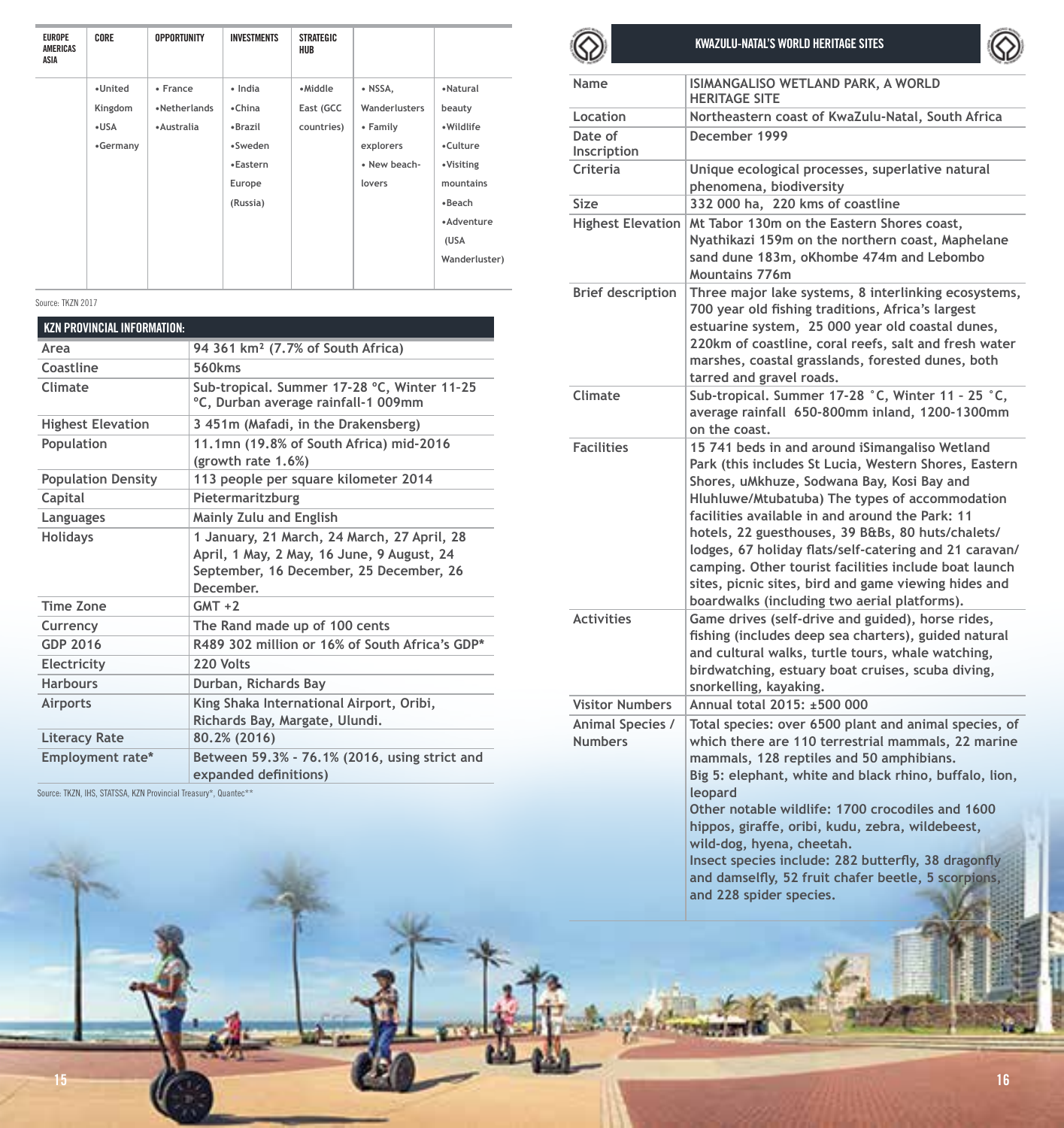| EUROPE AMERICAS ASIA | CORE | OPPORTUNITY | INVESTMENTS | STRATEGIC HUB | | |
|---|---|---|---|---|---|---|
| | •United Kingdom •USA •Germany | • France •Netherlands •Australia | • India •China •Brazil •Sweden •Eastern Europe (Russia) | •Middle East (GCC countries) | • NSSA, Wanderlusters • Family explorers • New beach-lovers | •Natural beauty •Wildlife •Culture •Visiting mountains •Beach •Adventure (USA Wanderluster) |

Source: TKZN 2017

## KZN PROVINCIAL INFORMATION:

| | |
|---|---|
| Area | 94 361 km² (7.7% of South Africa) |
| Coastline | 560kms |
| Climate | Sub-tropical. Summer 17-28 °C, Winter 11-25 °C, Durban average rainfall-1 009mm |
| Highest Elevation | 3 451m (Mafadi, in the Drakensberg) |
| Population | 11.1mn (19.8% of South Africa) mid-2016 (growth rate 1.6%) |
| Population Density | 113 people per square kilometer 2014 |
| Capital | Pietermaritzburg |
| Languages | Mainly Zulu and English |
| Holidays | 1 January, 21 March, 24 March, 27 April, 28 April, 1 May, 2 May, 16 June, 9 August, 24 September, 16 December, 25 December, 26 December. |
| Time Zone | GMT +2 |
| Currency | The Rand made up of 100 cents |
| GDP 2016 | R489 302 million or 16% of South Africa's GDP* |
| Electricity | 220 Volts |
| Harbours | Durban, Richards Bay |
| Airports | King Shaka International Airport, Oribi, Richards Bay, Margate, Ulundi. |
| Literacy Rate | 80.2% (2016) |
| Employment rate* | Between 59.3% - 76.1% (2016, using strict and expanded definitions) |

Source: TKZN, IHS, STATSSA, KZN Provincial Treasury*, Quantec**

## KWAZULU-NATAL'S WORLD HERITAGE SITES

| | |
|---|---|
| Name | ISIMANGALISO WETLAND PARK, A WORLD HERITAGE SITE |
| Location | Northeastern coast of KwaZulu-Natal, South Africa |
| Date of Inscription | December 1999 |
| Criteria | Unique ecological processes, superlative natural phenomena, biodiversity |
| Size | 332 000 ha, 220 kms of coastline |
| Highest Elevation | Mt Tabor 130m on the Eastern Shores coast, Nyathikazi 159m on the northern coast, Maphelane sand dune 183m, oKhombe 474m and Lebombo Mountains 776m |
| Brief description | Three major lake systems, 8 interlinking ecosystems, 700 year old fishing traditions, Africa's largest estuarine system, 25 000 year old coastal dunes, 220km of coastline, coral reefs, salt and fresh water marshes, coastal grasslands, forested dunes, both tarred and gravel roads. |
| Climate | Sub-tropical. Summer 17-28 ˚C, Winter 11 - 25 ˚C, average rainfall 650-800mm inland, 1200-1300mm on the coast. |
| Facilities | 15 741 beds in and around iSimangaliso Wetland Park (this includes St Lucia, Western Shores, Eastern Shores, uMkhuze, Sodwana Bay, Kosi Bay and Hluhluwe/Mtubatuba) The types of accommodation facilities available in and around the Park: 11 hotels, 22 guesthouses, 39 B&Bs, 80 huts/chalets/lodges, 67 holiday flats/self-catering and 21 caravan/camping. Other tourist facilities include boat launch sites, picnic sites, bird and game viewing hides and boardwalks (including two aerial platforms). |
| Activities | Game drives (self-drive and guided), horse rides, fishing (includes deep sea charters), guided natural and cultural walks, turtle tours, whale watching, birdwatching, estuary boat cruises, scuba diving, snorkelling, kayaking. |
| Visitor Numbers | Annual total 2015: ±500 000 |
| Animal Species / Numbers | Total species: over 6500 plant and animal species, of which there are 110 terrestrial mammals, 22 marine mammals, 128 reptiles and 50 amphibians.<br>Big 5: elephant, white and black rhino, buffalo, lion, leopard<br>Other notable wildlife: 1700 crocodiles and 1600 hippos, giraffe, oribi, kudu, zebra, wildebeest, wild-dog, hyena, cheetah.<br>Insect species include: 282 butterfly, 38 dragonfly and damselfly, 52 fruit chafer beetle, 5 scorpions, and 228 spider species. |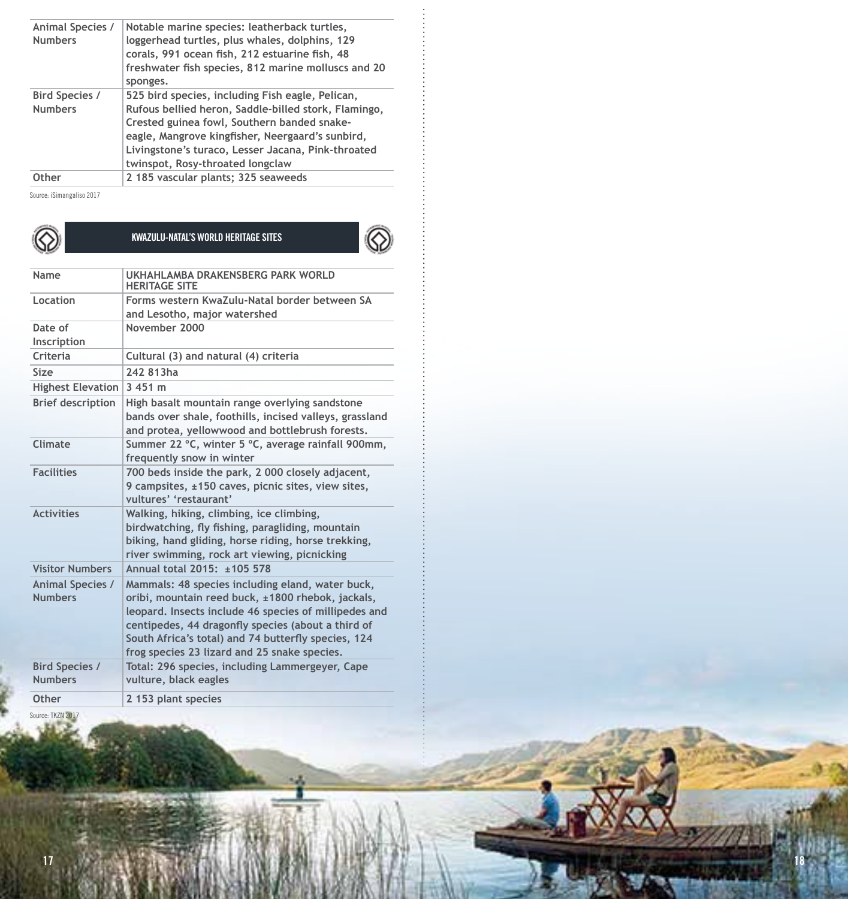| | |
|---|---|
| Animal Species / Numbers | Notable marine species: leatherback turtles, loggerhead turtles, plus whales, dolphins, 129 corals, 991 ocean fish, 212 estuarine fish, 48 freshwater fish species, 812 marine molluscs and 20 sponges. |
| Bird Species / Numbers | 525 bird species, including Fish eagle, Pelican, Rufous bellied heron, Saddle-billed stork, Flamingo, Crested guinea fowl, Southern banded snake-eagle, Mangrove kingfisher, Neergaard's sunbird, Livingstone's turaco, Lesser Jacana, Pink-throated twinspot, Rosy-throated longclaw |
| Other | 2 185 vascular plants; 325 seaweeds |

Source: iSimangaliso 2017

## KWAZULU-NATAL'S WORLD HERITAGE SITES

| | |
|---|---|
| Name | UKHAHLAMBA DRAKENSBERG PARK WORLD HERITAGE SITE |
| Location | Forms western KwaZulu-Natal border between SA and Lesotho, major watershed |
| Date of Inscription | November 2000 |
| Criteria | Cultural (3) and natural (4) criteria |
| Size | 242 813ha |
| Highest Elevation | 3 451 m |
| Brief description | High basalt mountain range overlying sandstone bands over shale, foothills, incised valleys, grassland and protea, yellowwood and bottlebrush forests. |
| Climate | Summer 22 °C, winter 5 °C, average rainfall 900mm, frequently snow in winter |
| Facilities | 700 beds inside the park, 2 000 closely adjacent, 9 campsites, ±150 caves, picnic sites, view sites, vultures' 'restaurant' |
| Activities | Walking, hiking, climbing, ice climbing, birdwatching, fly fishing, paragliding, mountain biking, hand gliding, horse riding, horse trekking, river swimming, rock art viewing, picnicking |
| Visitor Numbers | Annual total 2015: ±105 578 |
| Animal Species / Numbers | Mammals: 48 species including eland, water buck, oribi, mountain reed buck, ±1800 rhebok, jackals, leopard. Insects include 46 species of millipedes and centipedes, 44 dragonfly species (about a third of South Africa's total) and 74 butterfly species, 124 frog species 23 lizard and 25 snake species. |
| Bird Species / Numbers | Total: 296 species, including Lammergeyer, Cape vulture, black eagles |
| Other | 2 153 plant species |

Source: TKZN 2017